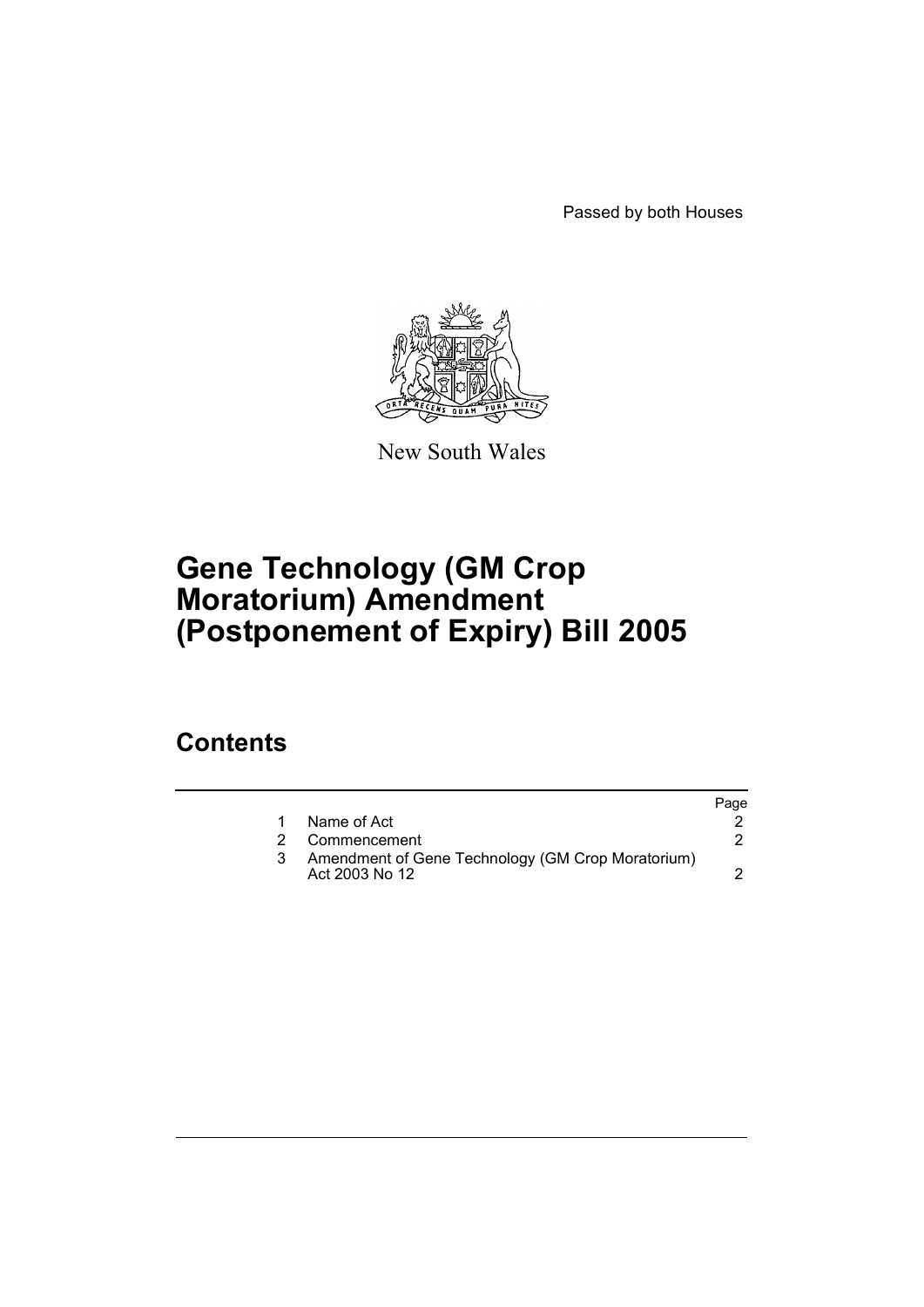Passed by both Houses

New South Wales

# Gene Technology (GM Crop Moratorium) Amendment (Postponement of Expiry) Bill 2005

## Contents

| | | Page |
|---|---|---|
| 1 | Name of Act | 2 |
| 2 | Commencement | 2 |
| 3 | Amendment of Gene Technology (GM Crop Moratorium) Act 2003 No 12 | 2 |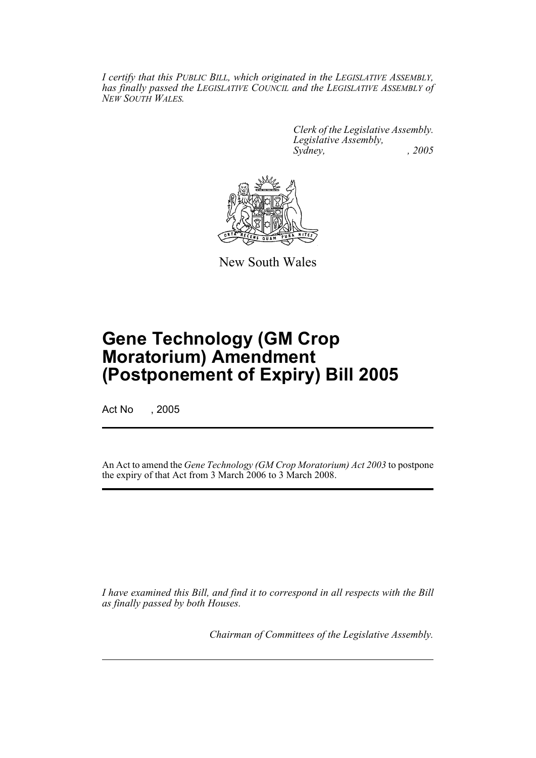*I certify that this PUBLIC BILL, which originated in the LEGISLATIVE ASSEMBLY, has finally passed the LEGISLATIVE COUNCIL and the LEGISLATIVE ASSEMBLY of NEW SOUTH WALES.*

*Clerk of the Legislative Assembly.*
*Legislative Assembly,*
*Sydney, , 2005*

New South Wales

# Gene Technology (GM Crop Moratorium) Amendment (Postponement of Expiry) Bill 2005

Act No , 2005

An Act to amend the *Gene Technology (GM Crop Moratorium) Act 2003* to postpone the expiry of that Act from 3 March 2006 to 3 March 2008.

*I have examined this Bill, and find it to correspond in all respects with the Bill as finally passed by both Houses.*

*Chairman of Committees of the Legislative Assembly.*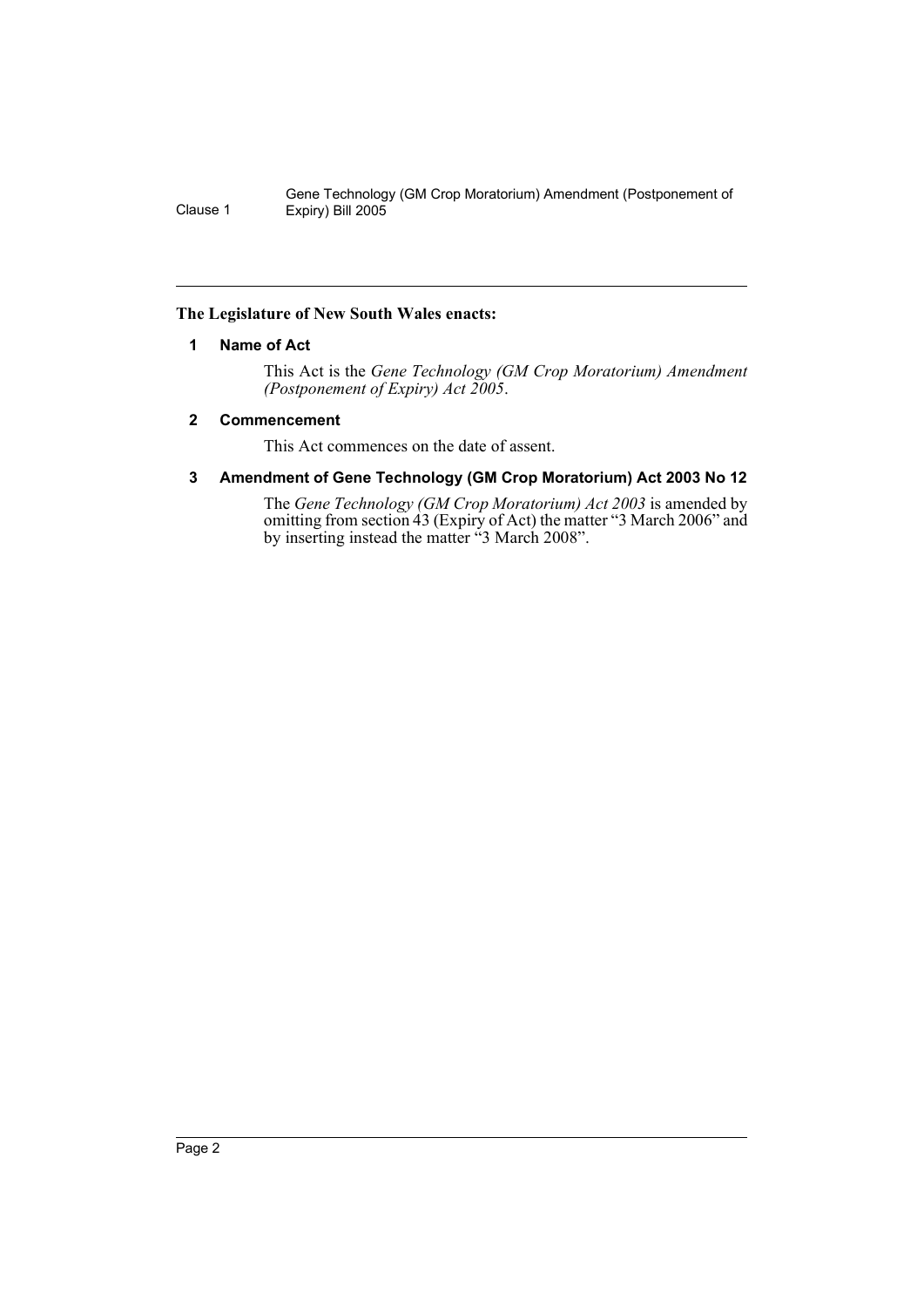**The Legislature of New South Wales enacts:**

### 1 Name of Act

This Act is the *Gene Technology (GM Crop Moratorium) Amendment (Postponement of Expiry) Act 2005*.

### 2 Commencement

This Act commences on the date of assent.

### 3 Amendment of Gene Technology (GM Crop Moratorium) Act 2003 No 12

The *Gene Technology (GM Crop Moratorium) Act 2003* is amended by omitting from section 43 (Expiry of Act) the matter "3 March 2006" and by inserting instead the matter "3 March 2008".